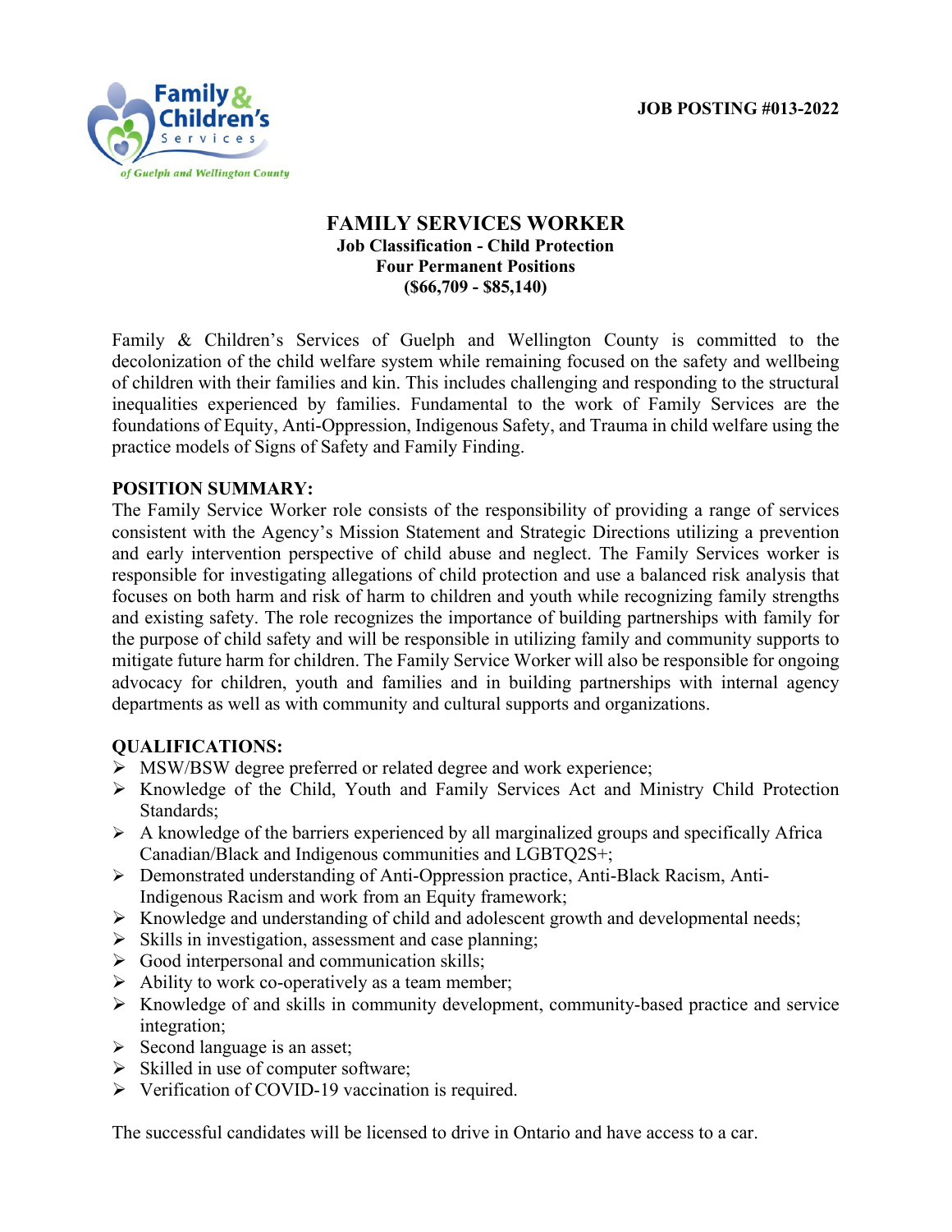Family & Children's Services of Guelph and Wellington County

**JOB POSTING #013-2022**

# FAMILY SERVICES WORKER

**Job Classification - Child Protection**
**Four Permanent Positions**
**($66,709 - $85,140)**

Family & Children's Services of Guelph and Wellington County is committed to the decolonization of the child welfare system while remaining focused on the safety and wellbeing of children with their families and kin. This includes challenging and responding to the structural inequalities experienced by families. Fundamental to the work of Family Services are the foundations of Equity, Anti-Oppression, Indigenous Safety, and Trauma in child welfare using the practice models of Signs of Safety and Family Finding.

**POSITION SUMMARY:**
The Family Service Worker role consists of the responsibility of providing a range of services consistent with the Agency's Mission Statement and Strategic Directions utilizing a prevention and early intervention perspective of child abuse and neglect. The Family Services worker is responsible for investigating allegations of child protection and use a balanced risk analysis that focuses on both harm and risk of harm to children and youth while recognizing family strengths and existing safety. The role recognizes the importance of building partnerships with family for the purpose of child safety and will be responsible in utilizing family and community supports to mitigate future harm for children. The Family Service Worker will also be responsible for ongoing advocacy for children, youth and families and in building partnerships with internal agency departments as well as with community and cultural supports and organizations.

**QUALIFICATIONS:**

- MSW/BSW degree preferred or related degree and work experience;
- Knowledge of the Child, Youth and Family Services Act and Ministry Child Protection Standards;
- A knowledge of the barriers experienced by all marginalized groups and specifically Africa Canadian/Black and Indigenous communities and LGBTQ2S+;
- Demonstrated understanding of Anti-Oppression practice, Anti-Black Racism, Anti-Indigenous Racism and work from an Equity framework;
- Knowledge and understanding of child and adolescent growth and developmental needs;
- Skills in investigation, assessment and case planning;
- Good interpersonal and communication skills;
- Ability to work co-operatively as a team member;
- Knowledge of and skills in community development, community-based practice and service integration;
- Second language is an asset;
- Skilled in use of computer software;
- Verification of COVID-19 vaccination is required.

The successful candidates will be licensed to drive in Ontario and have access to a car.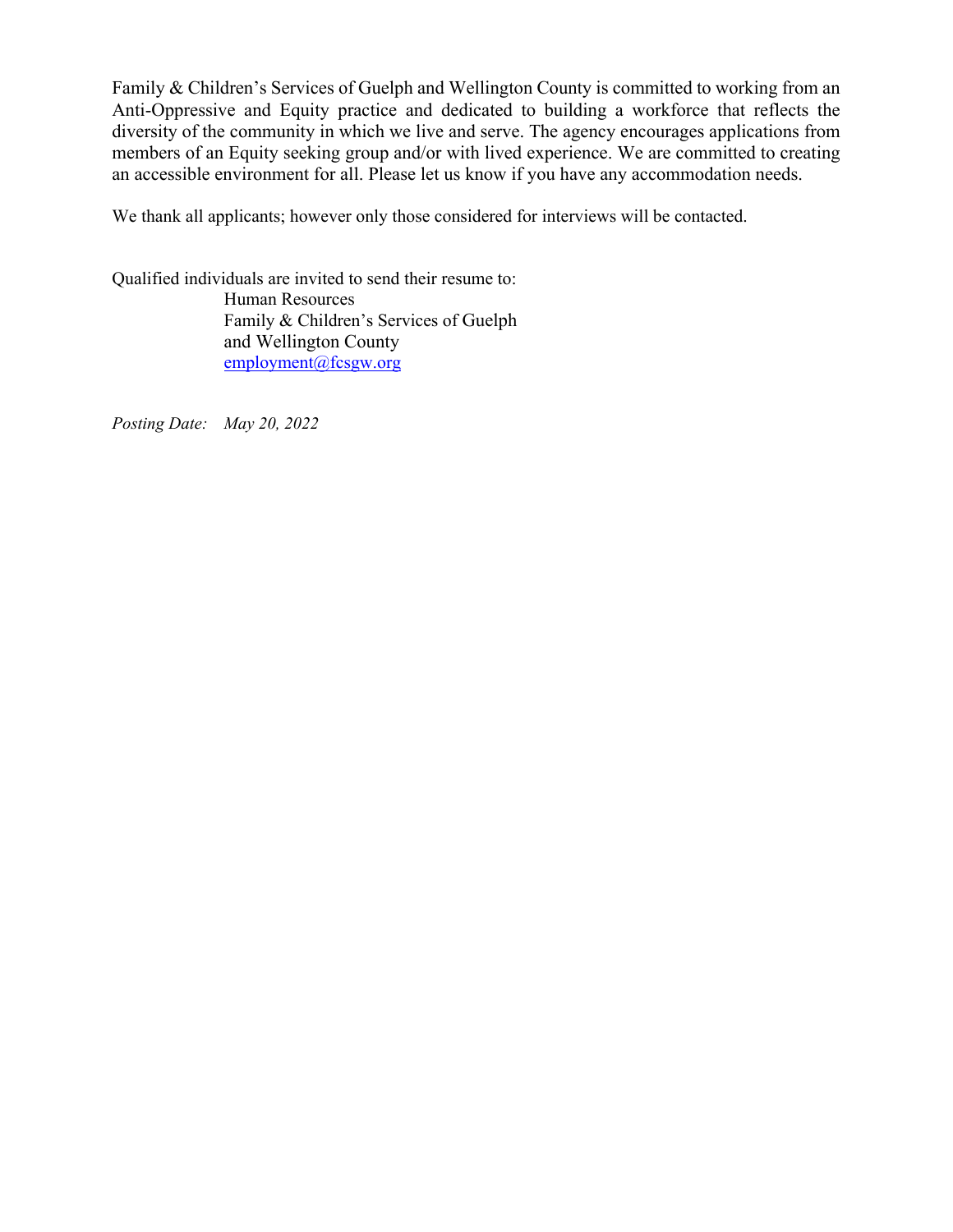Family & Children's Services of Guelph and Wellington County is committed to working from an Anti-Oppressive and Equity practice and dedicated to building a workforce that reflects the diversity of the community in which we live and serve. The agency encourages applications from members of an Equity seeking group and/or with lived experience. We are committed to creating an accessible environment for all. Please let us know if you have any accommodation needs.

We thank all applicants; however only those considered for interviews will be contacted.

Qualified individuals are invited to send their resume to:

Human Resources
Family & Children's Services of Guelph
and Wellington County
employment@fcsgw.org

*Posting Date: May 20, 2022*